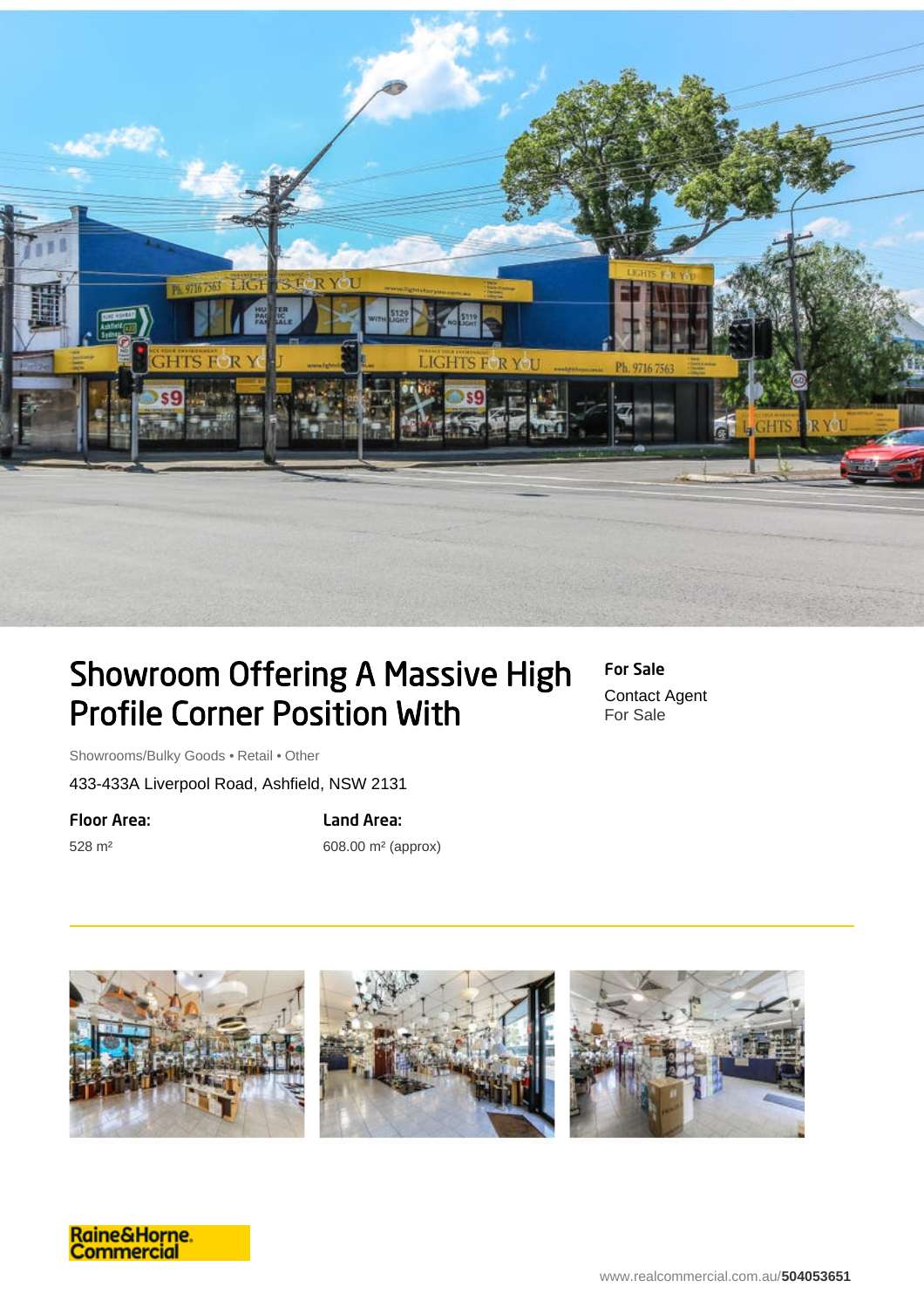# Showroom Offering A Massive High Profile Corner Position With

**For Sale**

Contact Agent
For Sale

Showrooms/Bulky Goods • Retail • Other

433-433A Liverpool Road, Ashfield, NSW 2131

**Floor Area:**

528 m²

**Land Area:**

608.00 m² (approx)

Raine&Horne. Commercial

www.realcommercial.com.au/**504053651**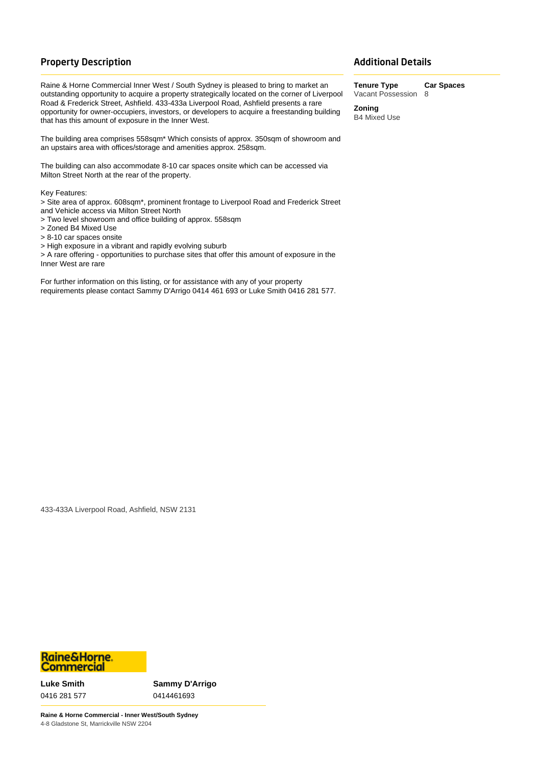## Property Description

Raine & Horne Commercial Inner West / South Sydney is pleased to bring to market an outstanding opportunity to acquire a property strategically located on the corner of Liverpool Road & Frederick Street, Ashfield. 433-433a Liverpool Road, Ashfield presents a rare opportunity for owner-occupiers, investors, or developers to acquire a freestanding building that has this amount of exposure in the Inner West.

The building area comprises 558sqm* Which consists of approx. 350sqm of showroom and an upstairs area with offices/storage and amenities approx. 258sqm.

The building can also accommodate 8-10 car spaces onsite which can be accessed via Milton Street North at the rear of the property.

Key Features:

> Site area of approx. 608sqm*, prominent frontage to Liverpool Road and Frederick Street and Vehicle access via Milton Street North
> Two level showroom and office building of approx. 558sqm
> Zoned B4 Mixed Use
> 8-10 car spaces onsite
> High exposure in a vibrant and rapidly evolving suburb
> A rare offering - opportunities to purchase sites that offer this amount of exposure in the Inner West are rare

For further information on this listing, or for assistance with any of your property requirements please contact Sammy D'Arrigo 0414 461 693 or Luke Smith 0416 281 577.

433-433A Liverpool Road, Ashfield, NSW 2131

## Additional Details

**Tenure Type**
Vacant Possession

**Car Spaces**
8

**Zoning**
B4 Mixed Use

Raine&Horne. Commercial

**Luke Smith**
0416 281 577

**Sammy D'Arrigo**
0414461693

**Raine & Horne Commercial - Inner West/South Sydney**
4-8 Gladstone St, Marrickville NSW 2204